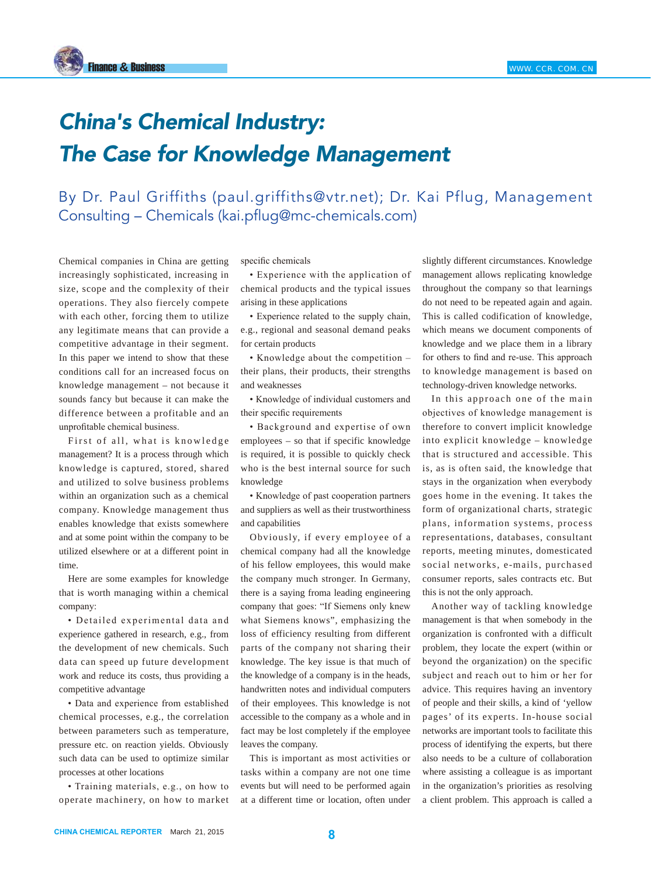# China's Chemical Industry: The Case for Knowledge Management

By Dr. Paul Griffiths (paul.griffiths@vtr.net); Dr. Kai Pflug, Management Consulting – Chemicals (kai.pflug@mc-chemicals.com)

Chemical companies in China are getting increasingly sophisticated, increasing in size, scope and the complexity of their operations. They also fiercely compete with each other, forcing them to utilize any legitimate means that can provide a competitive advantage in their segment. In this paper we intend to show that these conditions call for an increased focus on knowledge management – not because it sounds fancy but because it can make the difference between a profitable and an unprofitable chemical business.

First of all, what is knowledge management? It is a process through which knowledge is captured, stored, shared and utilized to solve business problems within an organization such as a chemical company. Knowledge management thus enables knowledge that exists somewhere and at some point within the company to be utilized elsewhere or at a different point in time.

Here are some examples for knowledge that is worth managing within a chemical company:

- Detailed experimental data and experience gathered in research, e.g., from the development of new chemicals. Such data can speed up future development work and reduce its costs, thus providing a competitive advantage
- Data and experience from established chemical processes, e.g., the correlation between parameters such as temperature, pressure etc. on reaction yields. Obviously such data can be used to optimize similar processes at other locations
- Training materials, e.g., on how to operate machinery, on how to market specific chemicals
- Experience with the application of chemical products and the typical issues arising in these applications
- Experience related to the supply chain, e.g., regional and seasonal demand peaks for certain products
- Knowledge about the competition – their plans, their products, their strengths and weaknesses
- Knowledge of individual customers and their specific requirements
- Background and expertise of own employees – so that if specific knowledge is required, it is possible to quickly check who is the best internal source for such knowledge
- Knowledge of past cooperation partners and suppliers as well as their trustworthiness and capabilities

Obviously, if every employee of a chemical company had all the knowledge of his fellow employees, this would make the company much stronger. In Germany, there is a saying froma leading engineering company that goes: "If Siemens only knew what Siemens knows", emphasizing the loss of efficiency resulting from different parts of the company not sharing their knowledge. The key issue is that much of the knowledge of a company is in the heads, handwritten notes and individual computers of their employees. This knowledge is not accessible to the company as a whole and in fact may be lost completely if the employee leaves the company.

This is important as most activities or tasks within a company are not one time events but will need to be performed again at a different time or location, often under slightly different circumstances. Knowledge management allows replicating knowledge throughout the company so that learnings do not need to be repeated again and again. This is called codification of knowledge, which means we document components of knowledge and we place them in a library for others to find and re-use. This approach to knowledge management is based on technology-driven knowledge networks.

In this approach one of the main objectives of knowledge management is therefore to convert implicit knowledge into explicit knowledge – knowledge that is structured and accessible. This is, as is often said, the knowledge that stays in the organization when everybody goes home in the evening. It takes the form of organizational charts, strategic plans, information systems, process representations, databases, consultant reports, meeting minutes, domesticated social networks, e-mails, purchased consumer reports, sales contracts etc. But this is not the only approach.

Another way of tackling knowledge management is that when somebody in the organization is confronted with a difficult problem, they locate the expert (within or beyond the organization) on the specific subject and reach out to him or her for advice. This requires having an inventory of people and their skills, a kind of 'yellow pages' of its experts. In-house social networks are important tools to facilitate this process of identifying the experts, but there also needs to be a culture of collaboration where assisting a colleague is as important in the organization's priorities as resolving a client problem. This approach is called a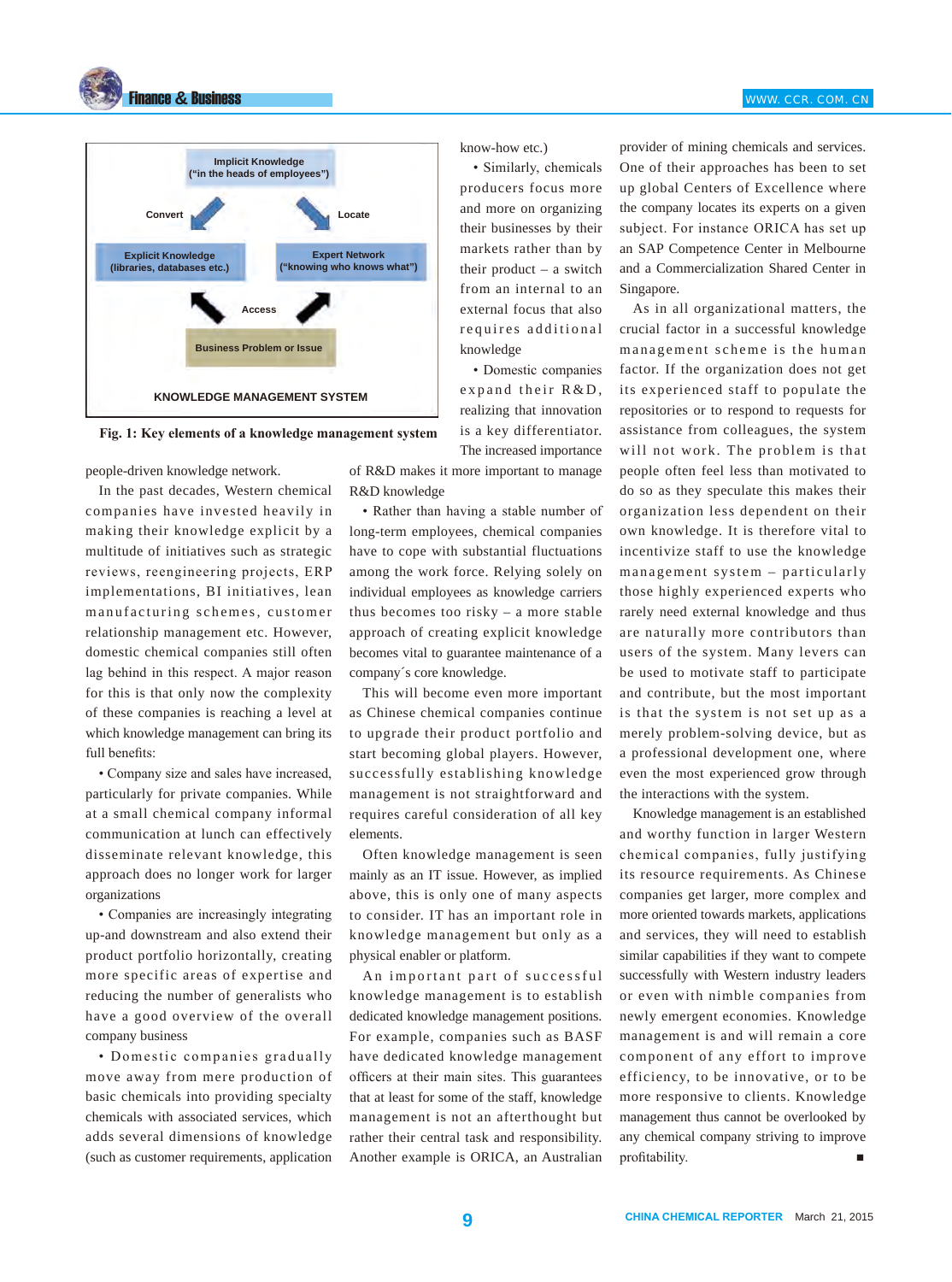IMPLICIT KNOWLEDGE ("in the heads of employees")

Convert

Locate

Explicit Knowledge (libraries, databases etc.)

Expert Network ("knowing who knows what")

Access

Business Problem or Issue

KNOWLEDGE MANAGEMENT SYSTEM

**Fig. 1: Key elements of a knowledge management system**

people-driven knowledge network.

In the past decades, Western chemical companies have invested heavily in making their knowledge explicit by a multitude of initiatives such as strategic reviews, reengineering projects, ERP implementations, BI initiatives, lean manufacturing schemes, customer relationship management etc. However, domestic chemical companies still often lag behind in this respect. A major reason for this is that only now the complexity of these companies is reaching a level at which knowledge management can bring its full benefits:

- Company size and sales have increased, particularly for private companies. While at a small chemical company informal communication at lunch can effectively disseminate relevant knowledge, this approach does no longer work for larger organizations
- Companies are increasingly integrating up-and downstream and also extend their product portfolio horizontally, creating more specific areas of expertise and reducing the number of generalists who have a good overview of the overall company business
- Domestic companies gradually move away from mere production of basic chemicals into providing specialty chemicals with associated services, which adds several dimensions of knowledge (such as customer requirements, application know-how etc.)
- Similarly, chemicals producers focus more and more on organizing their businesses by their markets rather than by their product – a switch from an internal to an external focus that also requires additional knowledge
- Domestic companies expand their R&D, realizing that innovation is a key differentiator. The increased importance of R&D makes it more important to manage R&D knowledge
- Rather than having a stable number of long-term employees, chemical companies have to cope with substantial fluctuations among the work force. Relying solely on individual employees as knowledge carriers thus becomes too risky – a more stable approach of creating explicit knowledge becomes vital to guarantee maintenance of a company´s core knowledge.

This will become even more important as Chinese chemical companies continue to upgrade their product portfolio and start becoming global players. However, successfully establishing knowledge management is not straightforward and requires careful consideration of all key elements.

Often knowledge management is seen mainly as an IT issue. However, as implied above, this is only one of many aspects to consider. IT has an important role in knowledge management but only as a physical enabler or platform.

An important part of successful knowledge management is to establish dedicated knowledge management positions. For example, companies such as BASF have dedicated knowledge management officers at their main sites. This guarantees that at least for some of the staff, knowledge management is not an afterthought but rather their central task and responsibility. Another example is ORICA, an Australian provider of mining chemicals and services. One of their approaches has been to set up global Centers of Excellence where the company locates its experts on a given subject. For instance ORICA has set up an SAP Competence Center in Melbourne and a Commercialization Shared Center in Singapore.

As in all organizational matters, the crucial factor in a successful knowledge management scheme is the human factor. If the organization does not get its experienced staff to populate the repositories or to respond to requests for assistance from colleagues, the system will not work. The problem is that people often feel less than motivated to do so as they speculate this makes their organization less dependent on their own knowledge. It is therefore vital to incentivize staff to use the knowledge management system – particularly those highly experienced experts who rarely need external knowledge and thus are naturally more contributors than users of the system. Many levers can be used to motivate staff to participate and contribute, but the most important is that the system is not set up as a merely problem-solving device, but as a professional development one, where even the most experienced grow through the interactions with the system.

Knowledge management is an established and worthy function in larger Western chemical companies, fully justifying its resource requirements. As Chinese companies get larger, more complex and more oriented towards markets, applications and services, they will need to establish similar capabilities if they want to compete successfully with Western industry leaders or even with nimble companies from newly emergent economies. Knowledge management is and will remain a core component of any effort to improve efficiency, to be innovative, or to be more responsive to clients. Knowledge management thus cannot be overlooked by any chemical company striving to improve profitability. ■